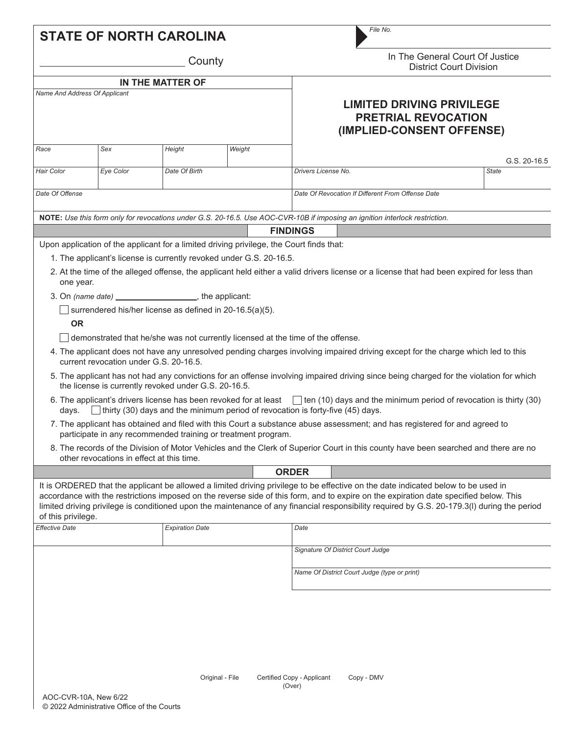# STATE OF NORTH CAROLINA

_________________________ County

File No.

In The General Court Of Justice
District Court Division

| IN THE MATTER OF | | | | |
|---|---|---|---|---|
| *Name And Address Of Applicant* | | | | **LIMITED DRIVING PRIVILEGE PRETRIAL REVOCATION (IMPLIED-CONSENT OFFENSE)** |
| *Race* | *Sex* | *Height* | *Weight* | G.S. 20-16.5 |
| *Hair Color* | *Eye Color* | *Date Of Birth* | | *Drivers License No.* / *State* |
| *Date Of Offense* | | | | *Date Of Revocation If Different From Offense Date* |

**NOTE:** *Use this form only for revocations under G.S. 20-16.5. Use AOC-CVR-10B if imposing an ignition interlock restriction.*

## FINDINGS

Upon application of the applicant for a limited driving privilege, the Court finds that:

1. The applicant's license is currently revoked under G.S. 20-16.5.
2. At the time of the alleged offense, the applicant held either a valid drivers license or a license that had been expired for less than one year.
3. On *(name date)* __________________, the applicant:
   - ☐ surrendered his/her license as defined in 20-16.5(a)(5).

   **OR**

   - ☐ demonstrated that he/she was not currently licensed at the time of the offense.
4. The applicant does not have any unresolved pending charges involving impaired driving except for the charge which led to this current revocation under G.S. 20-16.5.
5. The applicant has not had any convictions for an offense involving impaired driving since being charged for the violation for which the license is currently revoked under G.S. 20-16.5.
6. The applicant's drivers license has been revoked for at least ☐ ten (10) days and the minimum period of revocation is thirty (30) days. ☐ thirty (30) days and the minimum period of revocation is forty-five (45) days.
7. The applicant has obtained and filed with this Court a substance abuse assessment; and has registered for and agreed to participate in any recommended training or treatment program.
8. The records of the Division of Motor Vehicles and the Clerk of Superior Court in this county have been searched and there are no other revocations in effect at this time.

## ORDER

It is ORDERED that the applicant be allowed a limited driving privilege to be effective on the date indicated below to be used in accordance with the restrictions imposed on the reverse side of this form, and to expire on the expiration date specified below. This limited driving privilege is conditioned upon the maintenance of any financial responsibility required by G.S. 20-179.3(l) during the period of this privilege.

| *Effective Date* | *Expiration Date* | *Date* |
|---|---|---|
| | | *Signature Of District Court Judge* |
| | | *Name Of District Court Judge (type or print)* |

Original - File    Certified Copy - Applicant    Copy - DMV

(Over)

AOC-CVR-10A, New 6/22
© 2022 Administrative Office of the Courts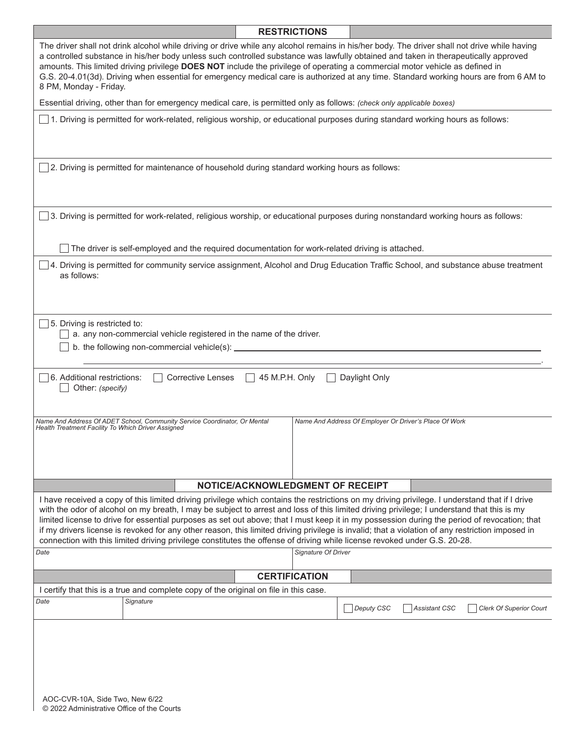## RESTRICTIONS

The driver shall not drink alcohol while driving or drive while any alcohol remains in his/her body. The driver shall not drive while having a controlled substance in his/her body unless such controlled substance was lawfully obtained and taken in therapeutically approved amounts. This limited driving privilege **DOES NOT** include the privilege of operating a commercial motor vehicle as defined in G.S. 20-4.01(3d). Driving when essential for emergency medical care is authorized at any time. Standard working hours are from 6 AM to 8 PM, Monday - Friday.

Essential driving, other than for emergency medical care, is permitted only as follows: *(check only applicable boxes)*

☐ 1. Driving is permitted for work-related, religious worship, or educational purposes during standard working hours as follows:

☐ 2. Driving is permitted for maintenance of household during standard working hours as follows:

☐ 3. Driving is permitted for work-related, religious worship, or educational purposes during nonstandard working hours as follows:

☐ The driver is self-employed and the required documentation for work-related driving is attached.

☐ 4. Driving is permitted for community service assignment, Alcohol and Drug Education Traffic School, and substance abuse treatment as follows:

☐ 5. Driving is restricted to:
- ☐ a. any non-commercial vehicle registered in the name of the driver.
- ☐ b. the following non-commercial vehicle(s): ____________________________________________

____________________________________________.

☐ 6. Additional restrictions: ☐ Corrective Lenses ☐ 45 M.P.H. Only ☐ Daylight Only
☐ Other: *(specify)*

| *Name And Address Of ADET School, Community Service Coordinator, Or Mental Health Treatment Facility To Which Driver Assigned* | *Name And Address Of Employer Or Driver's Place Of Work* |
|---|---|
| | |

## NOTICE/ACKNOWLEDGMENT OF RECEIPT

I have received a copy of this limited driving privilege which contains the restrictions on my driving privilege. I understand that if I drive with the odor of alcohol on my breath, I may be subject to arrest and loss of this limited driving privilege; I understand that this is my limited license to drive for essential purposes as set out above; that I must keep it in my possession during the period of revocation; that if my drivers license is revoked for any other reason, this limited driving privilege is invalid; that a violation of any restriction imposed in connection with this limited driving privilege constitutes the offense of driving while license revoked under G.S. 20-28.

| *Date* | *Signature Of Driver* |
|---|---|
| | |

## CERTIFICATION

I certify that this is a true and complete copy of the original on file in this case.

| *Date* | *Signature* | |
|---|---|---|
| | | ☐ *Deputy CSC* ☐ *Assistant CSC* ☐ *Clerk Of Superior Court* |

AOC-CVR-10A, Side Two, New 6/22
© 2022 Administrative Office of the Courts